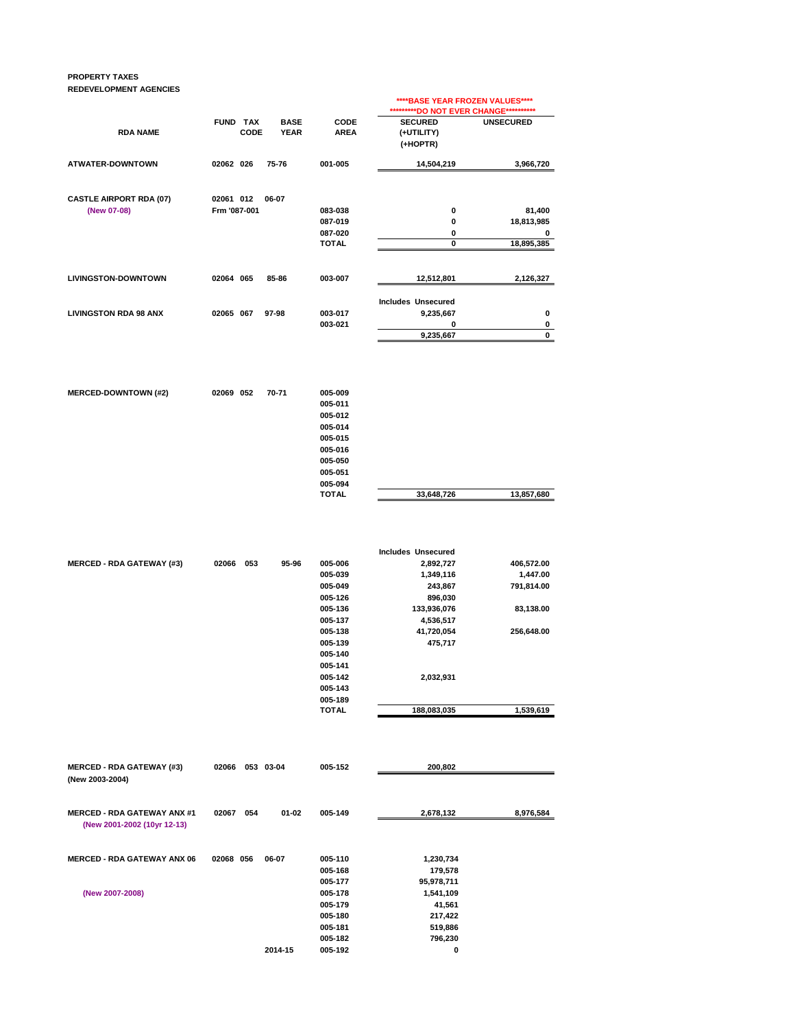**PROPERTY TAXES**
**REDEVELOPMENT AGENCIES**

| RDA NAME | FUND | TAX CODE | BASE YEAR | CODE AREA | ****BASE YEAR FROZEN VALUES**** *********DO NOT EVER CHANGE********** SECURED (+UTILITY) (+HOPTR) | UNSECURED |
|---|---|---|---|---|---|---|
| ATWATER-DOWNTOWN | 02062 | 026 | 75-76 | 001-005 | 14,504,219 | 3,966,720 |
| | | | | | | |
| CASTLE AIRPORT RDA (07) | 02061 | 012 | 06-07 | | | |
| (New 07-08) | Frm '087-001 | | | 083-038 | 0 | 81,400 |
| | | | | 087-019 | 0 | 18,813,985 |
| | | | | 087-020 | 0 | 0 |
| | | | | TOTAL | 0 | 18,895,385 |
| | | | | | | |
| LIVINGSTON-DOWNTOWN | 02064 | 065 | 85-86 | 003-007 | 12,512,801 | 2,126,327 |
| | | | | | Includes Unsecured | |
| LIVINGSTON RDA 98 ANX | 02065 | 067 | 97-98 | 003-017 | 9,235,667 | 0 |
| | | | | 003-021 | 0 | 0 |
| | | | | | 9,235,667 | 0 |
| | | | | | | |
| MERCED-DOWNTOWN (#2) | 02069 | 052 | 70-71 | 005-009 | | |
| | | | | 005-011 | | |
| | | | | 005-012 | | |
| | | | | 005-014 | | |
| | | | | 005-015 | | |
| | | | | 005-016 | | |
| | | | | 005-050 | | |
| | | | | 005-051 | | |
| | | | | 005-094 | | |
| | | | | TOTAL | 33,648,726 | 13,857,680 |
| | | | | | | |
| | | | | | Includes Unsecured | |
| MERCED - RDA GATEWAY (#3) | 02066 | 053 | 95-96 | 005-006 | 2,892,727 | 406,572.00 |
| | | | | 005-039 | 1,349,116 | 1,447.00 |
| | | | | 005-049 | 243,867 | 791,814.00 |
| | | | | 005-126 | 896,030 | |
| | | | | 005-136 | 133,936,076 | 83,138.00 |
| | | | | 005-137 | 4,536,517 | |
| | | | | 005-138 | 41,720,054 | 256,648.00 |
| | | | | 005-139 | 475,717 | |
| | | | | 005-140 | | |
| | | | | 005-141 | | |
| | | | | 005-142 | 2,032,931 | |
| | | | | 005-143 | | |
| | | | | 005-189 | | |
| | | | | TOTAL | 188,083,035 | 1,539,619 |
| | | | | | | |
| MERCED - RDA GATEWAY (#3) (New 2003-2004) | 02066 | 053 | 03-04 | 005-152 | 200,802 | |
| | | | | | | |
| MERCED - RDA GATEWAY ANX #1 (New 2001-2002 (10yr 12-13) | 02067 | 054 | 01-02 | 005-149 | 2,678,132 | 8,976,584 |
| | | | | | | |
| MERCED - RDA GATEWAY ANX 06 | 02068 | 056 | 06-07 | 005-110 | 1,230,734 | |
| | | | | 005-168 | 179,578 | |
| | | | | 005-177 | 95,978,711 | |
| (New 2007-2008) | | | | 005-178 | 1,541,109 | |
| | | | | 005-179 | 41,561 | |
| | | | | 005-180 | 217,422 | |
| | | | | 005-181 | 519,886 | |
| | | | | 005-182 | 796,230 | |
| | | | 2014-15 | 005-192 | 0 | |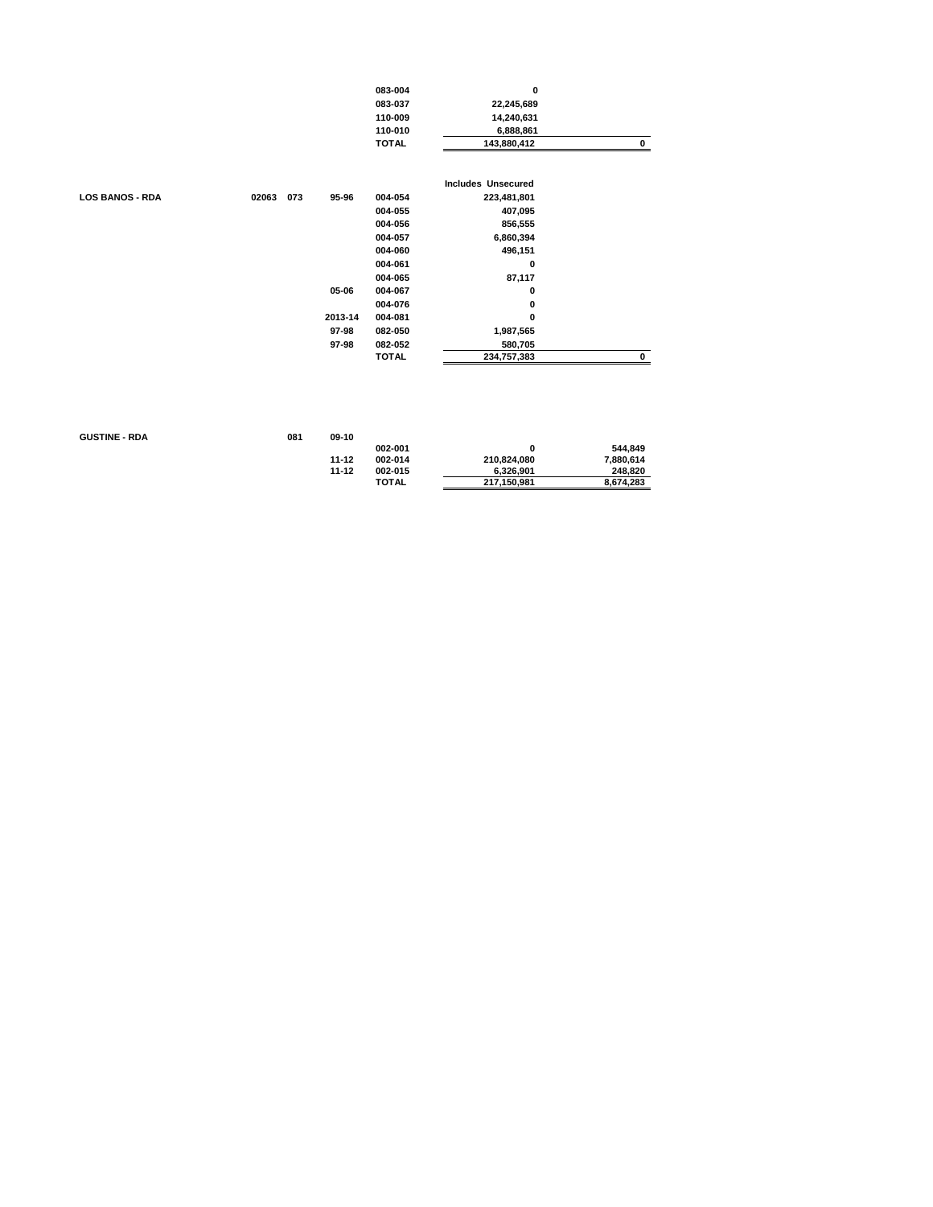| | | | | | | |
|---|---|---|---|---|---|---|
| | | | | 083-004 | 0 | |
| | | | | 083-037 | 22,245,689 | |
| | | | | 110-009 | 14,240,631 | |
| | | | | 110-010 | 6,888,861 | |
| | | | | TOTAL | 143,880,412 | 0 |
| | | | | | Includes Unsecured | |
| LOS BANOS - RDA | 02063 | 073 | 95-96 | 004-054 | 223,481,801 | |
| | | | | 004-055 | 407,095 | |
| | | | | 004-056 | 856,555 | |
| | | | | 004-057 | 6,860,394 | |
| | | | | 004-060 | 496,151 | |
| | | | | 004-061 | 0 | |
| | | | | 004-065 | 87,117 | |
| | | | 05-06 | 004-067 | 0 | |
| | | | | 004-076 | 0 | |
| | | | 2013-14 | 004-081 | 0 | |
| | | | 97-98 | 082-050 | 1,987,565 | |
| | | | 97-98 | 082-052 | 580,705 | |
| | | | | TOTAL | 234,757,383 | 0 |
| GUSTINE - RDA | | 081 | 09-10 | | | |
| | | | | 002-001 | 0 | 544,849 |
| | | | 11-12 | 002-014 | 210,824,080 | 7,880,614 |
| | | | 11-12 | 002-015 | 6,326,901 | 248,820 |
| | | | | TOTAL | 217,150,981 | 8,674,283 |